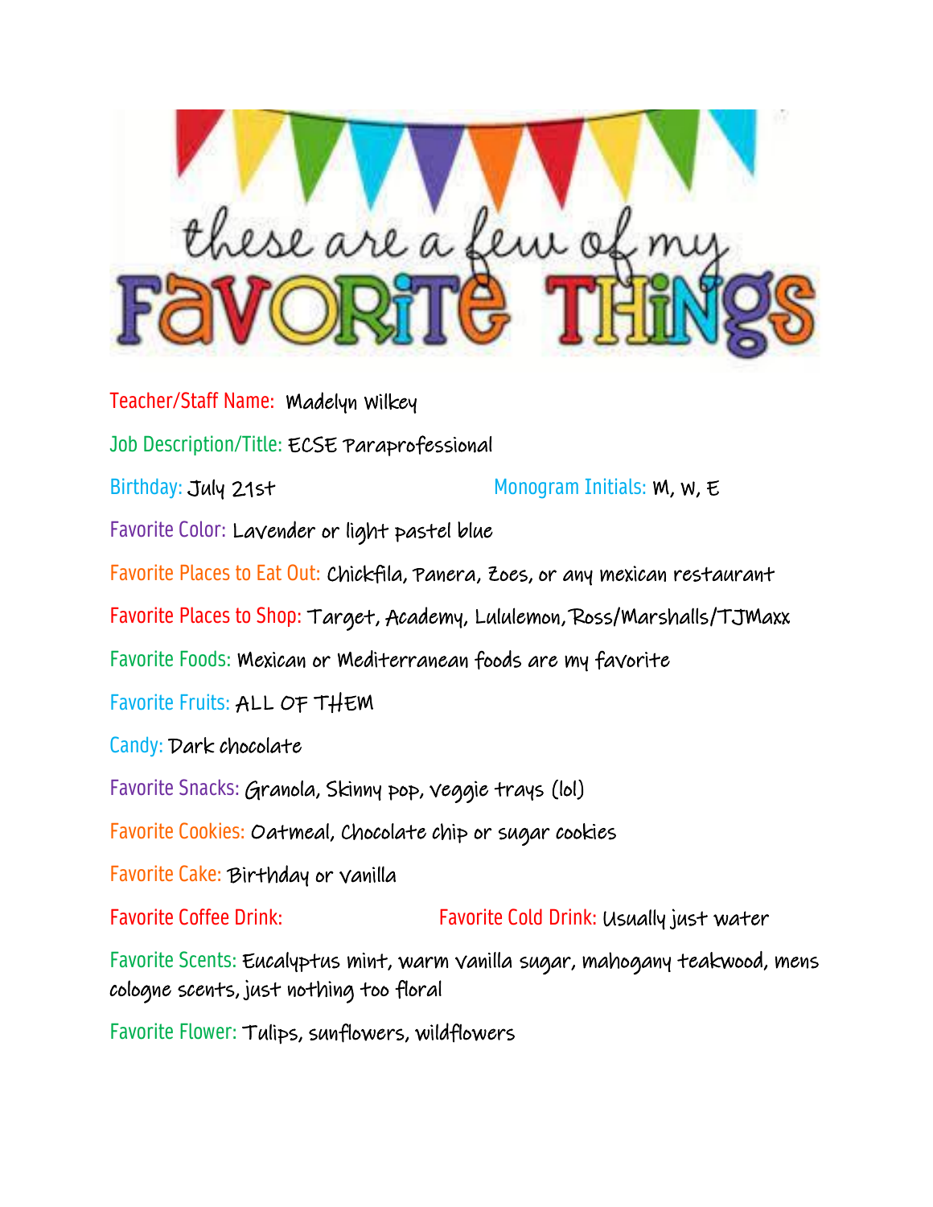# these are a few of my FAVORITE THINGS

**Teacher/Staff Name:** Madelyn Wilkey

**Job Description/Title:** ECSE Paraprofessional

**Birthday:** July 21st **Monogram Initials:** M, W, E

**Favorite Color:** Lavender or light pastel blue

**Favorite Places to Eat Out:** Chickfila, Panera, Zoes, or any mexican restaurant

**Favorite Places to Shop:** Target, Academy, Lululemon, Ross/Marshalls/TJMaxx

**Favorite Foods:** Mexican or Mediterranean foods are my favorite

**Favorite Fruits:** ALL OF THEM

**Candy:** Dark chocolate

**Favorite Snacks:** Granola, Skinny pop, veggie trays (lol)

**Favorite Cookies:** Oatmeal, Chocolate chip or sugar cookies

**Favorite Cake:** Birthday or vanilla

**Favorite Coffee Drink:** **Favorite Cold Drink:** Usually just water

**Favorite Scents:** Eucalyptus mint, warm vanilla sugar, mahogany teakwood, mens cologne scents, just nothing too floral

**Favorite Flower:** Tulips, sunflowers, wildflowers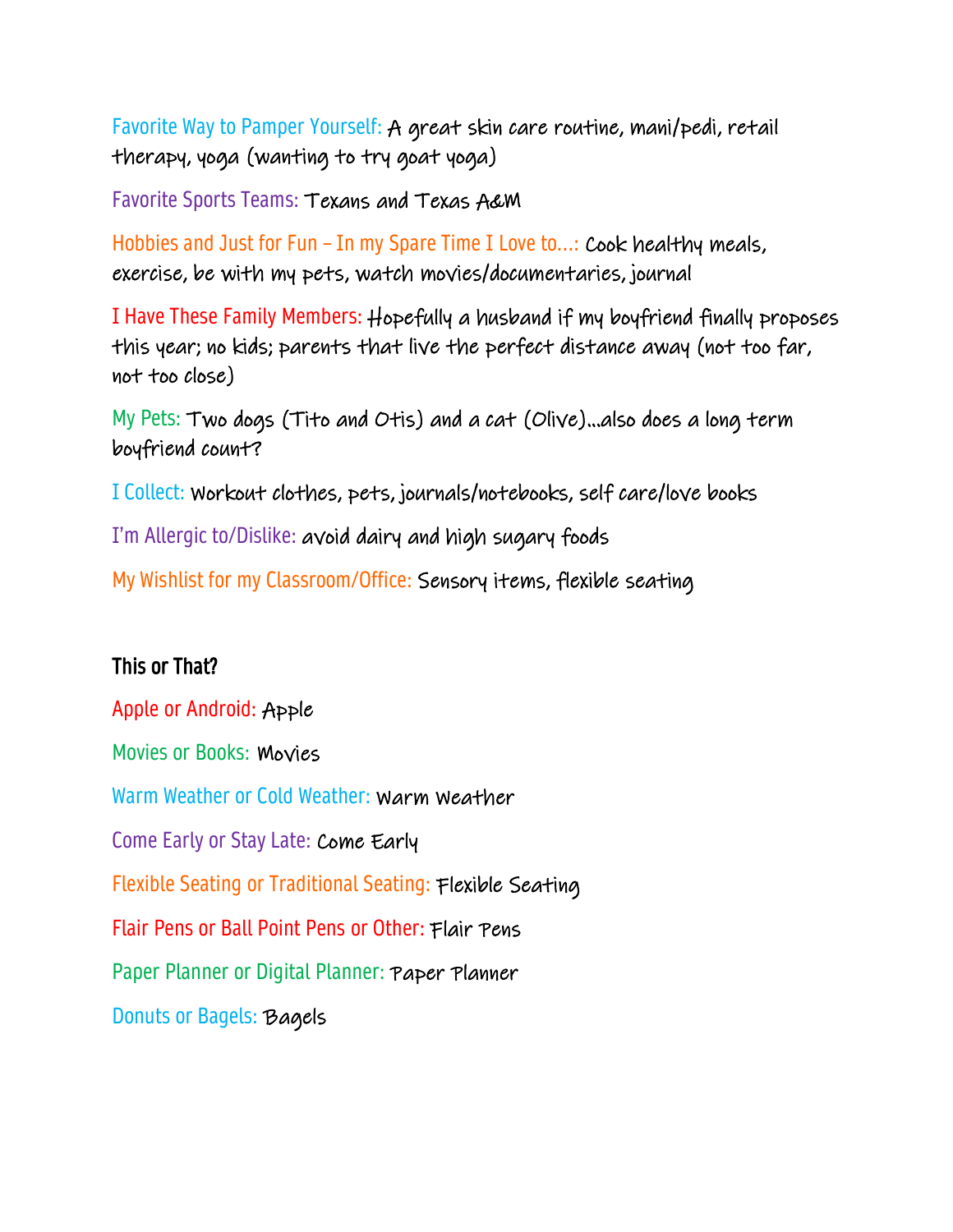Favorite Way to Pamper Yourself: A great skin care routine, mani/pedi, retail therapy, yoga (wanting to try goat yoga)

Favorite Sports Teams: Texans and Texas A&M

Hobbies and Just for Fun – In my Spare Time I Love to…: Cook healthy meals, exercise, be with my pets, watch movies/documentaries, journal

I Have These Family Members: Hopefully a husband if my boyfriend finally proposes this year; no kids; parents that live the perfect distance away (not too far, not too close)

My Pets: Two dogs (Tito and Otis) and a cat (Olive)…also does a long term boyfriend count?

I Collect: Workout clothes, pets, journals/notebooks, self care/love books

I'm Allergic to/Dislike: avoid dairy and high sugary foods

My Wishlist for my Classroom/Office: Sensory items, flexible seating

**This or That?**

Apple or Android: Apple

Movies or Books: Movies

Warm Weather or Cold Weather: Warm Weather

Come Early or Stay Late: Come Early

Flexible Seating or Traditional Seating: Flexible Seating

Flair Pens or Ball Point Pens or Other: Flair Pens

Paper Planner or Digital Planner: Paper Planner

Donuts or Bagels: Bagels